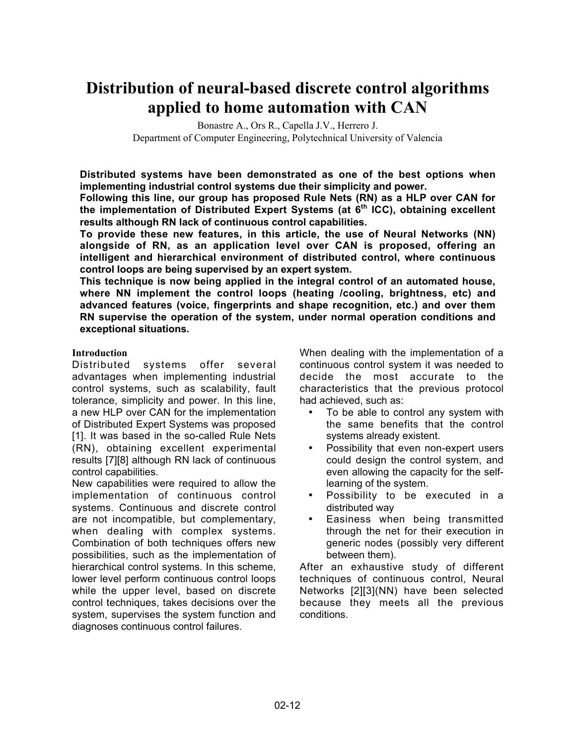# Distribution of neural-based discrete control algorithms applied to home automation with CAN

Bonastre A., Ors R., Capella J.V., Herrero J.

Department of Computer Engineering, Polytechnical University of Valencia

**Distributed systems have been demonstrated as one of the best options when implementing industrial control systems due their simplicity and power.**

**Following this line, our group has proposed Rule Nets (RN) as a HLP over CAN for the implementation of Distributed Expert Systems (at 6th ICC), obtaining excellent results although RN lack of continuous control capabilities.**

**To provide these new features, in this article, the use of Neural Networks (NN) alongside of RN, as an application level over CAN is proposed, offering an intelligent and hierarchical environment of distributed control, where continuous control loops are being supervised by an expert system.**

**This technique is now being applied in the integral control of an automated house, where NN implement the control loops (heating /cooling, brightness, etc) and advanced features (voice, fingerprints and shape recognition, etc.) and over them RN supervise the operation of the system, under normal operation conditions and exceptional situations.**

## Introduction

Distributed systems offer several advantages when implementing industrial control systems, such as scalability, fault tolerance, simplicity and power. In this line, a new HLP over CAN for the implementation of Distributed Expert Systems was proposed [1]. It was based in the so-called Rule Nets (RN), obtaining excellent experimental results [7][8] although RN lack of continuous control capabilities.

New capabilities were required to allow the implementation of continuous control systems. Continuous and discrete control are not incompatible, but complementary, when dealing with complex systems. Combination of both techniques offers new possibilities, such as the implementation of hierarchical control systems. In this scheme, lower level perform continuous control loops while the upper level, based on discrete control techniques, takes decisions over the system, supervises the system function and diagnoses continuous control failures.

When dealing with the implementation of a continuous control system it was needed to decide the most accurate to the characteristics that the previous protocol had achieved, such as:

- To be able to control any system with the same benefits that the control systems already existent.
- Possibility that even non-expert users could design the control system, and even allowing the capacity for the self-learning of the system.
- Possibility to be executed in a distributed way
- Easiness when being transmitted through the net for their execution in generic nodes (possibly very different between them).

After an exhaustive study of different techniques of continuous control, Neural Networks [2][3](NN) have been selected because they meets all the previous conditions.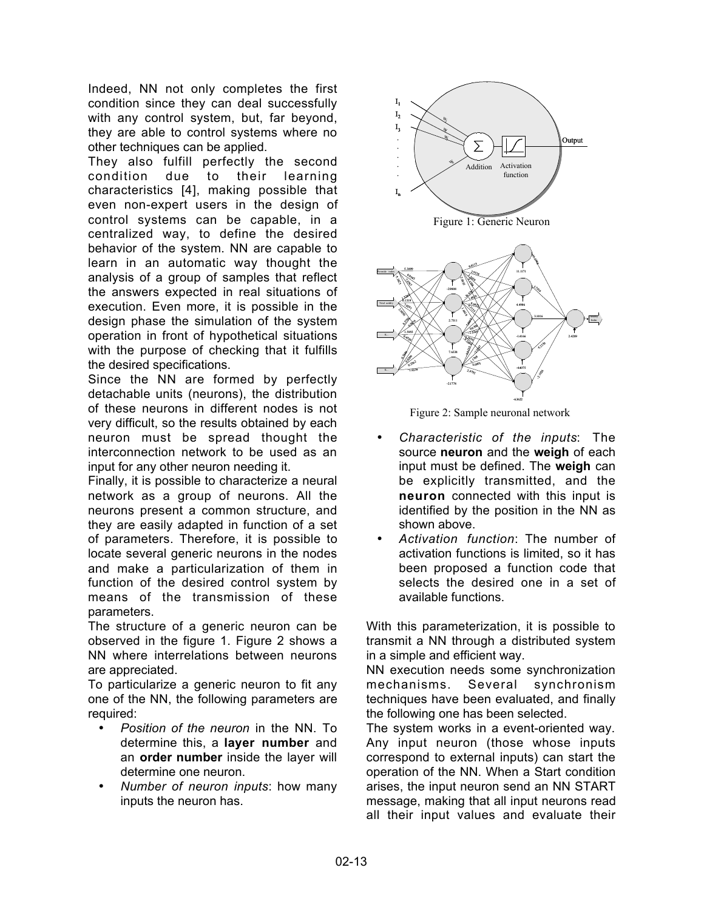Indeed, NN not only completes the first condition since they can deal successfully with any control system, but, far beyond, they are able to control systems where no other techniques can be applied.

They also fulfill perfectly the second condition due to their learning characteristics [4], making possible that even non-expert users in the design of control systems can be capable, in a centralized way, to define the desired behavior of the system. NN are capable to learn in an automatic way thought the analysis of a group of samples that reflect the answers expected in real situations of execution. Even more, it is possible in the design phase the simulation of the system operation in front of hypothetical situations with the purpose of checking that it fulfills the desired specifications.

Since the NN are formed by perfectly detachable units (neurons), the distribution of these neurons in different nodes is not very difficult, so the results obtained by each neuron must be spread thought the interconnection network to be used as an input for any other neuron needing it.

Finally, it is possible to characterize a neural network as a group of neurons. All the neurons present a common structure, and they are easily adapted in function of a set of parameters. Therefore, it is possible to locate several generic neurons in the nodes and make a particularization of them in function of the desired control system by means of the transmission of these parameters.

The structure of a generic neuron can be observed in the figure 1. Figure 2 shows a NN where interrelations between neurons are appreciated.

To particularize a generic neuron to fit any one of the NN, the following parameters are required:

- *Position of the neuron* in the NN. To determine this, a **layer number** and an **order number** inside the layer will determine one neuron.
- *Number of neuron inputs*: how many inputs the neuron has.

Figure 1: Generic Neuron

Figure 2: Sample neuronal network

- *Characteristic of the inputs*: The source **neuron** and the **weigh** of each input must be defined. The **weigh** can be explicitly transmitted, and the **neuron** connected with this input is identified by the position in the NN as shown above.
- *Activation function*: The number of activation functions is limited, so it has been proposed a function code that selects the desired one in a set of available functions.

With this parameterization, it is possible to transmit a NN through a distributed system in a simple and efficient way.

NN execution needs some synchronization mechanisms. Several synchronism techniques have been evaluated, and finally the following one has been selected.

The system works in a event-oriented way. Any input neuron (those whose inputs correspond to external inputs) can start the operation of the NN. When a Start condition arises, the input neuron send an NN START message, making that all input neurons read all their input values and evaluate their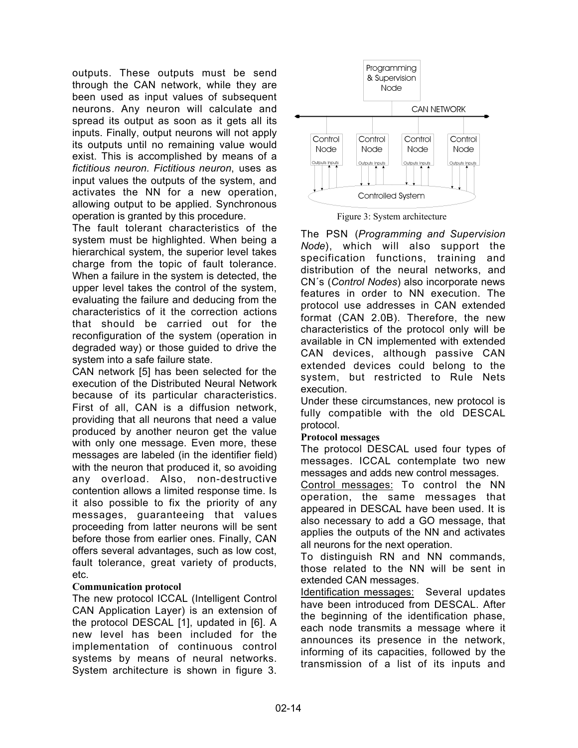outputs. These outputs must be send through the CAN network, while they are been used as input values of subsequent neurons. Any neuron will calculate and spread its output as soon as it gets all its inputs. Finally, output neurons will not apply its outputs until no remaining value would exist. This is accomplished by means of a *fictitious neuron. Fictitious neuron*, uses as input values the outputs of the system, and activates the NN for a new operation, allowing output to be applied. Synchronous operation is granted by this procedure.

The fault tolerant characteristics of the system must be highlighted. When being a hierarchical system, the superior level takes charge from the topic of fault tolerance. When a failure in the system is detected, the upper level takes the control of the system, evaluating the failure and deducing from the characteristics of it the correction actions that should be carried out for the reconfiguration of the system (operation in degraded way) or those guided to drive the system into a safe failure state.

CAN network [5] has been selected for the execution of the Distributed Neural Network because of its particular characteristics. First of all, CAN is a diffusion network, providing that all neurons that need a value produced by another neuron get the value with only one message. Even more, these messages are labeled (in the identifier field) with the neuron that produced it, so avoiding any overload. Also, non-destructive contention allows a limited response time. Is it also possible to fix the priority of any messages, guaranteeing that values proceeding from latter neurons will be sent before those from earlier ones. Finally, CAN offers several advantages, such as low cost, fault tolerance, great variety of products, etc.

**Communication protocol**

The new protocol ICCAL (Intelligent Control CAN Application Layer) is an extension of the protocol DESCAL [1], updated in [6]. A new level has been included for the implementation of continuous control systems by means of neural networks. System architecture is shown in figure 3.

Programming & Supervision Node

CAN NETWORK

Control Node

Outputs Inputs

Controlled System

Figure 3: System architecture

The PSN (*Programming and Supervision Node*), which will also support the specification functions, training and distribution of the neural networks, and CN´s (*Control Nodes*) also incorporate news features in order to NN execution. The protocol use addresses in CAN extended format (CAN 2.0B). Therefore, the new characteristics of the protocol only will be available in CN implemented with extended CAN devices, although passive CAN extended devices could belong to the system, but restricted to Rule Nets execution.

Under these circumstances, new protocol is fully compatible with the old DESCAL protocol.

**Protocol messages**

The protocol DESCAL used four types of messages. ICCAL contemplate two new messages and adds new control messages.

Control messages: To control the NN operation, the same messages that appeared in DESCAL have been used. It is also necessary to add a GO message, that applies the outputs of the NN and activates all neurons for the next operation.

To distinguish RN and NN commands, those related to the NN will be sent in extended CAN messages.

Identification messages: Several updates have been introduced from DESCAL. After the beginning of the identification phase, each node transmits a message where it announces its presence in the network, informing of its capacities, followed by the transmission of a list of its inputs and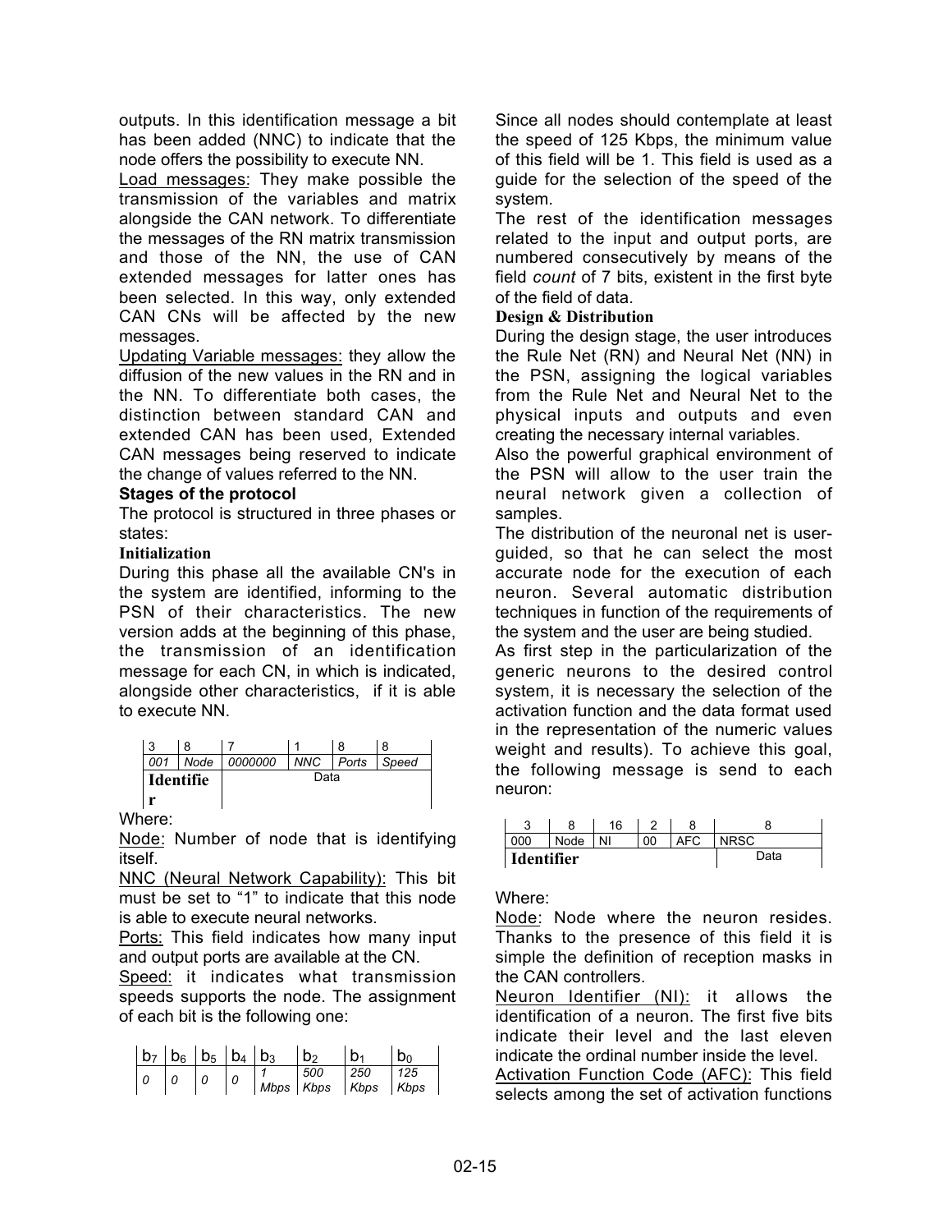outputs. In this identification message a bit has been added (NNC) to indicate that the node offers the possibility to execute NN.

Load messages: They make possible the transmission of the variables and matrix alongside the CAN network. To differentiate the messages of the RN matrix transmission and those of the NN, the use of CAN extended messages for latter ones has been selected. In this way, only extended CAN CNs will be affected by the new messages.

Updating Variable messages: they allow the diffusion of the new values in the RN and in the NN. To differentiate both cases, the distinction between standard CAN and extended CAN has been used, Extended CAN messages being reserved to indicate the change of values referred to the NN.

### Stages of the protocol

The protocol is structured in three phases or states:

#### Initialization

During this phase all the available CN's in the system are identified, informing to the PSN of their characteristics. The new version adds at the beginning of this phase, the transmission of an identification message for each CN, in which is indicated, alongside other characteristics, if it is able to execute NN.

| 3 | 8 | 7 | 1 | 8 | 8 |
|---|---|---|---|---|---|
| *001* | *Node* | *0000000* | *NNC* | *Ports* | *Speed* |
| **Identifier** | | Data | | | |

Where:

Node: Number of node that is identifying itself.

NNC (Neural Network Capability): This bit must be set to "1" to indicate that this node is able to execute neural networks.

Ports: This field indicates how many input and output ports are available at the CN.

Speed: it indicates what transmission speeds supports the node. The assignment of each bit is the following one:

| $b_7$ | $b_6$ | $b_5$ | $b_4$ | $b_3$ | $b_2$ | $b_1$ | $b_0$ |
|---|---|---|---|---|---|---|---|
| *0* | *0* | *0* | *0* | *1 Mbps* | *500 Kbps* | *250 Kbps* | *125 Kbps* |

Since all nodes should contemplate at least the speed of 125 Kbps, the minimum value of this field will be 1. This field is used as a guide for the selection of the speed of the system.

The rest of the identification messages related to the input and output ports, are numbered consecutively by means of the field *count* of 7 bits, existent in the first byte of the field of data.

#### Design & Distribution

During the design stage, the user introduces the Rule Net (RN) and Neural Net (NN) in the PSN, assigning the logical variables from the Rule Net and Neural Net to the physical inputs and outputs and even creating the necessary internal variables.

Also the powerful graphical environment of the PSN will allow to the user train the neural network given a collection of samples.

The distribution of the neuronal net is user-guided, so that he can select the most accurate node for the execution of each neuron. Several automatic distribution techniques in function of the requirements of the system and the user are being studied.

As first step in the particularization of the generic neurons to the desired control system, it is necessary the selection of the activation function and the data format used in the representation of the numeric values weight and results). To achieve this goal, the following message is send to each neuron:

| 3 | 8 | 16 | 2 | 8 | 8 |
|---|---|---|---|---|---|
| 000 | Node | NI | 00 | AFC | NRSC |
| **Identifier** | | | | | Data |

Where:

Node: Node where the neuron resides. Thanks to the presence of this field it is simple the definition of reception masks in the CAN controllers.

Neuron Identifier (NI): it allows the identification of a neuron. The first five bits indicate their level and the last eleven indicate the ordinal number inside the level.

Activation Function Code (AFC): This field selects among the set of activation functions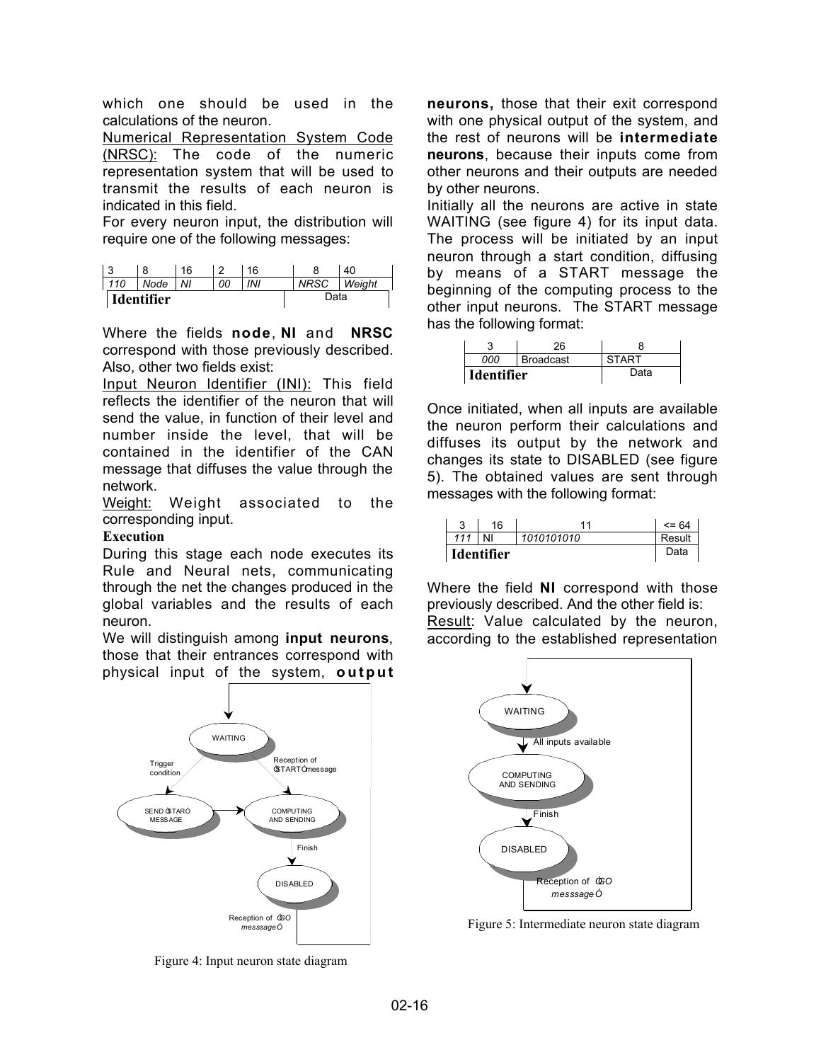which one should be used in the calculations of the neuron.

Numerical Representation System Code (NRSC): The code of the numeric representation system that will be used to transmit the results of each neuron is indicated in this field.

For every neuron input, the distribution will require one of the following messages:

| 3 | 8 | 16 | 2 | 16 | 8 | 40 |
|---|---|---|---|---|---|---|
| *110* | *Node* | *NI* | *00* | *INI* | *NRSC* | *Weight* |
| **Identifier** | | | | | Data | |

Where the fields **node**, **NI** and **NRSC** correspond with those previously described. Also, other two fields exist:

Input Neuron Identifier (INI): This field reflects the identifier of the neuron that will send the value, in function of their level and number inside the level, that will be contained in the identifier of the CAN message that diffuses the value through the network.

Weight: Weight associated to the corresponding input.

**Execution**

During this stage each node executes its Rule and Neural nets, communicating through the net the changes produced in the global variables and the results of each neuron.

We will distinguish among **input neurons**, those that their entrances correspond with physical input of the system, **output neurons,** those that their exit correspond with one physical output of the system, and the rest of neurons will be **intermediate neurons**, because their inputs come from other neurons and their outputs are needed by other neurons.

Initially all the neurons are active in state WAITING (see figure 4) for its input data. The process will be initiated by an input neuron through a start condition, diffusing by means of a START message the beginning of the computing process to the other input neurons. The START message has the following format:

| 3 | 26 | 8 |
|---|---|---|
| *000* | Broadcast | START |
| **Identifier** | | Data |

Once initiated, when all inputs are available the neuron perform their calculations and diffuses its output by the network and changes its state to DISABLED (see figure 5). The obtained values are sent through messages with the following format:

| 3 | 16 | 11 | <= 64 |
|---|---|---|---|
| *111* | NI | *1010101010* | Result |
| **Identifier** | | | Data |

Where the field **NI** correspond with those previously described. And the other field is:

Result: Value calculated by the neuron, according to the established representation

WAITING
Trigger condition
Reception of "START" message
SEND "START" MESSAGE
COMPUTING AND SENDING
Finish
DISABLED
Reception of "GO messsage"

Figure 4: Input neuron state diagram

WAITING
All inputs available
COMPUTING AND SENDING
Finish
DISABLED
Reception of "GO messsage"

Figure 5: Intermediate neuron state diagram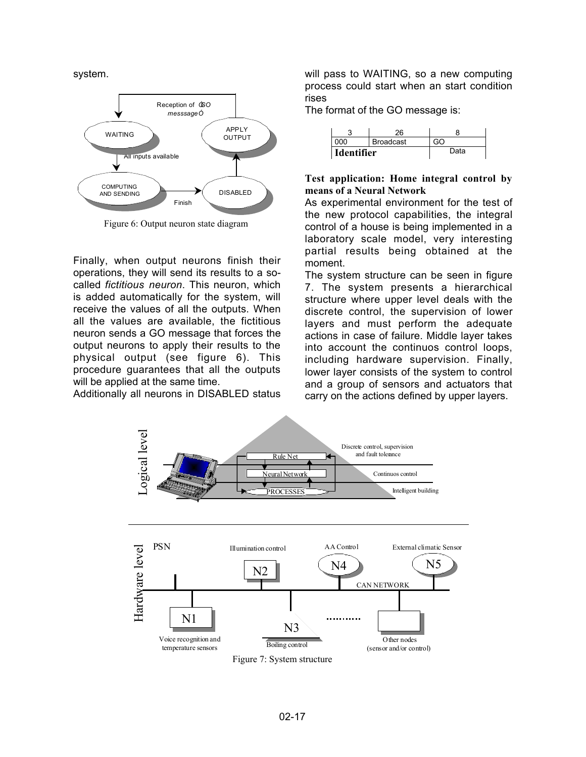system.

Reception of "GO messsage"

WAITING

APPLY OUTPUT

All inputs available

COMPUTING AND SENDING

DISABLED

Finish

Figure 6: Output neuron state diagram

Finally, when output neurons finish their operations, they will send its results to a so-called *fictitious neuron*. This neuron, which is added automatically for the system, will receive the values of all the outputs. When all the values are available, the fictitious neuron sends a GO message that forces the output neurons to apply their results to the physical output (see figure 6). This procedure guarantees that all the outputs will be applied at the same time.

Additionally all neurons in DISABLED status will pass to WAITING, so a new computing process could start when an start condition rises

The format of the GO message is:

| 3 | 26 | 8 |
|---|---|---|
| 000 | Broadcast | GO |
| **Identifier** | | Data |

**Test application: Home integral control by means of a Neural Network**

As experimental environment for the test of the new protocol capabilities, the integral control of a house is being implemented in a laboratory scale model, very interesting partial results being obtained at the moment.

The system structure can be seen in figure 7. The system presents a hierarchical structure where upper level deals with the discrete control, the supervision of lower layers and must perform the adequate actions in case of failure. Middle layer takes into account the continuos control loops, including hardware supervision. Finally, lower layer consists of the system to control and a group of sensors and actuators that carry on the actions defined by upper layers.

Logical level

Rule Net

Neural Network

PROCESSES

Discrete control, supervision and fault tolerance

Continuos control

Intelligent building

Hardware level

PSN

Illumination control

N2

AA Control

N4

External climatic Sensor

N5

CAN NETWORK

N1

Voice recognition and temperature sensors

N3

Boiling control

Other nodes (sensor and/or control)

Figure 7: System structure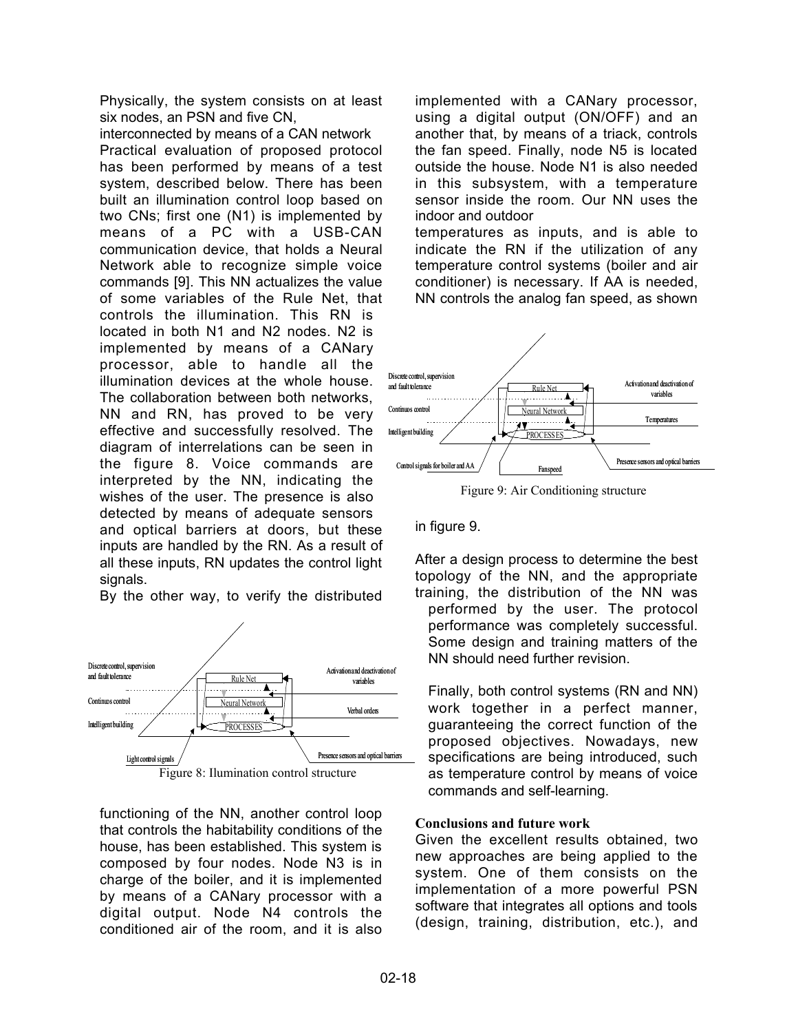Physically, the system consists on at least six nodes, an PSN and five CN, interconnected by means of a CAN network

Practical evaluation of proposed protocol has been performed by means of a test system, described below. There has been built an illumination control loop based on two CNs; first one (N1) is implemented by means of a PC with a USB-CAN communication device, that holds a Neural Network able to recognize simple voice commands [9]. This NN actualizes the value of some variables of the Rule Net, that controls the illumination. This RN is located in both N1 and N2 nodes. N2 is implemented by means of a CANary processor, able to handle all the illumination devices at the whole house. The collaboration between both networks, NN and RN, has proved to be very effective and successfully resolved. The diagram of interrelations can be seen in the figure 8. Voice commands are interpreted by the NN, indicating the wishes of the user. The presence is also detected by means of adequate sensors and optical barriers at doors, but these inputs are handled by the RN. As a result of all these inputs, RN updates the control light signals.

By the other way, to verify the distributed

Discrete control, supervision and fault tolerance

Continuos control

Intelligent building

Rule Net

Neural Network

PROCESSES

Activation and deactivation of variables

Verbal orders

Light control signals

Presence sensors and optical barriers

Figure 8: Ilumination control structure

functioning of the NN, another control loop that controls the habitability conditions of the house, has been established. This system is composed by four nodes. Node N3 is in charge of the boiler, and it is implemented by means of a CANary processor with a digital output. Node N4 controls the conditioned air of the room, and it is also implemented with a CANary processor, using a digital output (ON/OFF) and an another that, by means of a triack, controls the fan speed. Finally, node N5 is located outside the house. Node N1 is also needed in this subsystem, with a temperature sensor inside the room. Our NN uses the indoor and outdoor temperatures as inputs, and is able to indicate the RN if the utilization of any temperature control systems (boiler and air conditioner) is necessary. If AA is needed, NN controls the analog fan speed, as shown in figure 9.

Discrete control, supervision and fault tolerance

Continuos control

Intelligent building

Rule Net

Neural Network

PROCESSES

Activation and deactivation of variables

Temperatures

Control signals for boiler and AA

Fanspeed

Presence sensors and optical barriers

Figure 9: Air Conditioning structure

After a design process to determine the best topology of the NN, and the appropriate training, the distribution of the NN was performed by the user. The protocol performance was completely successful. Some design and training matters of the NN should need further revision.

Finally, both control systems (RN and NN) work together in a perfect manner, guaranteeing the correct function of the proposed objectives. Nowadays, new specifications are being introduced, such as temperature control by means of voice commands and self-learning.

### Conclusions and future work

Given the excellent results obtained, two new approaches are being applied to the system. One of them consists on the implementation of a more powerful PSN software that integrates all options and tools (design, training, distribution, etc.), and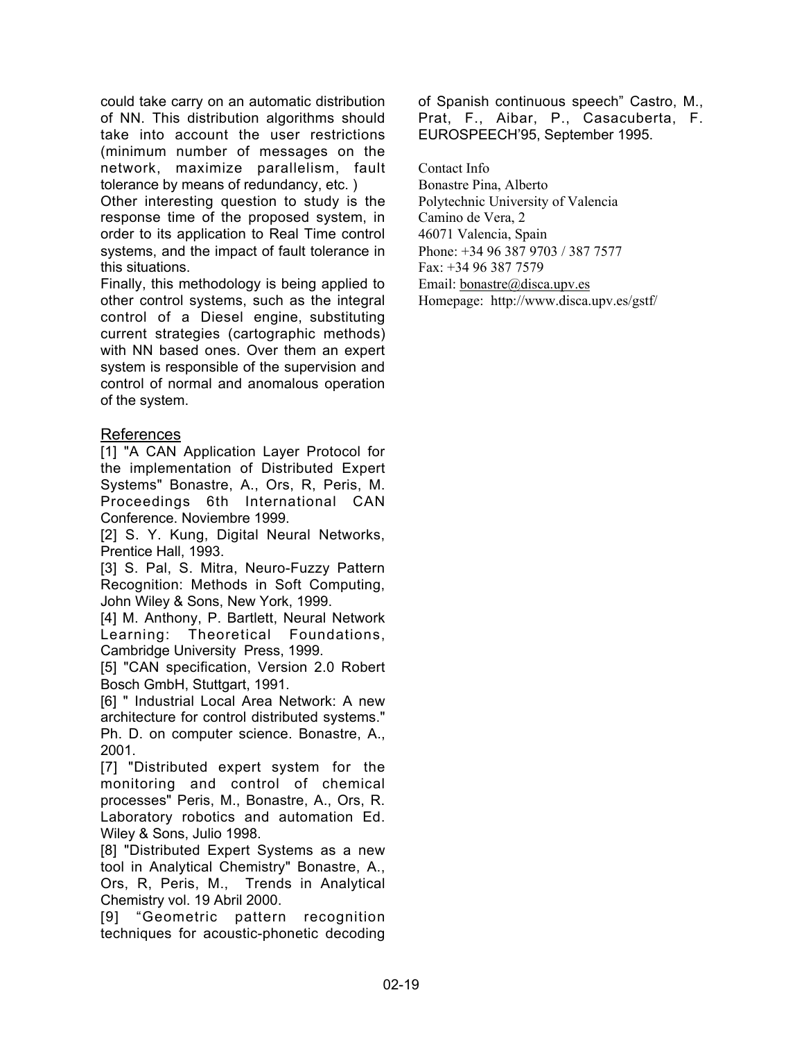could take carry on an automatic distribution of NN. This distribution algorithms should take into account the user restrictions (minimum number of messages on the network, maximize parallelism, fault tolerance by means of redundancy, etc. )

Other interesting question to study is the response time of the proposed system, in order to its application to Real Time control systems, and the impact of fault tolerance in this situations.

Finally, this methodology is being applied to other control systems, such as the integral control of a Diesel engine, substituting current strategies (cartographic methods) with NN based ones. Over them an expert system is responsible of the supervision and control of normal and anomalous operation of the system.

## References

[1] "A CAN Application Layer Protocol for the implementation of Distributed Expert Systems" Bonastre, A., Ors, R, Peris, M. Proceedings 6th International CAN Conference. Noviembre 1999.

[2] S. Y. Kung, Digital Neural Networks, Prentice Hall, 1993.

[3] S. Pal, S. Mitra, Neuro-Fuzzy Pattern Recognition: Methods in Soft Computing, John Wiley & Sons, New York, 1999.

[4] M. Anthony, P. Bartlett, Neural Network Learning: Theoretical Foundations, Cambridge University Press, 1999.

[5] "CAN specification, Version 2.0 Robert Bosch GmbH, Stuttgart, 1991.

[6] " Industrial Local Area Network: A new architecture for control distributed systems." Ph. D. on computer science. Bonastre, A., 2001.

[7] "Distributed expert system for the monitoring and control of chemical processes" Peris, M., Bonastre, A., Ors, R. Laboratory robotics and automation Ed. Wiley & Sons, Julio 1998.

[8] "Distributed Expert Systems as a new tool in Analytical Chemistry" Bonastre, A., Ors, R, Peris, M., Trends in Analytical Chemistry vol. 19 Abril 2000.

[9] "Geometric pattern recognition techniques for acoustic-phonetic decoding of Spanish continuous speech" Castro, M., Prat, F., Aibar, P., Casacuberta, F. EUROSPEECH'95, September 1995.

Contact Info
Bonastre Pina, Alberto
Polytechnic University of Valencia
Camino de Vera, 2
46071 Valencia, Spain
Phone: +34 96 387 9703 / 387 7577
Fax: +34 96 387 7579
Email: bonastre@disca.upv.es
Homepage: http://www.disca.upv.es/gstf/